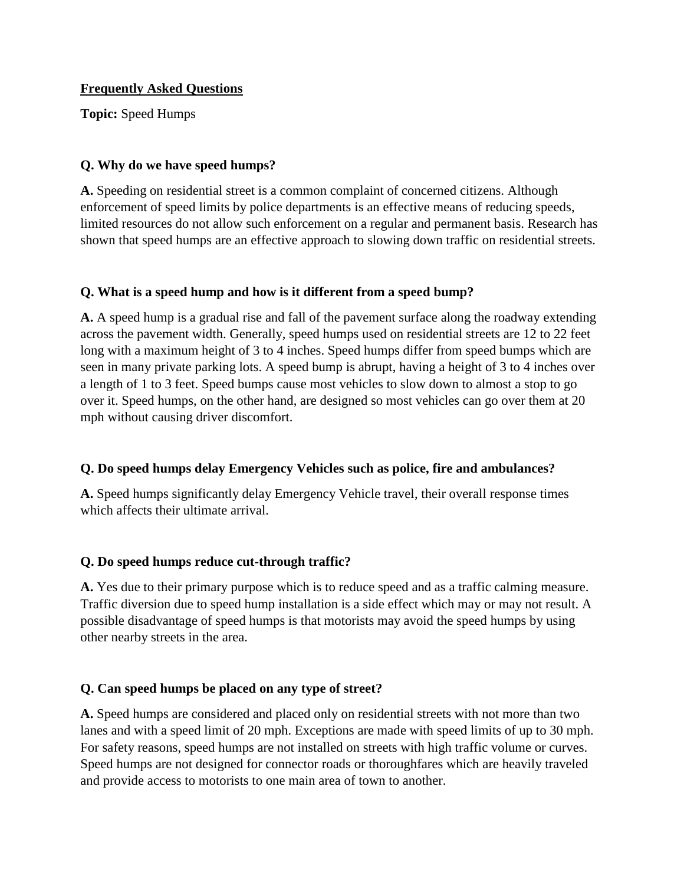**Frequently Asked Questions**

**Topic:** Speed Humps

**Q. Why do we have speed humps?**

**A.** Speeding on residential street is a common complaint of concerned citizens. Although enforcement of speed limits by police departments is an effective means of reducing speeds, limited resources do not allow such enforcement on a regular and permanent basis. Research has shown that speed humps are an effective approach to slowing down traffic on residential streets.

**Q. What is a speed hump and how is it different from a speed bump?**

**A.** A speed hump is a gradual rise and fall of the pavement surface along the roadway extending across the pavement width. Generally, speed humps used on residential streets are 12 to 22 feet long with a maximum height of 3 to 4 inches. Speed humps differ from speed bumps which are seen in many private parking lots. A speed bump is abrupt, having a height of 3 to 4 inches over a length of 1 to 3 feet. Speed bumps cause most vehicles to slow down to almost a stop to go over it. Speed humps, on the other hand, are designed so most vehicles can go over them at 20 mph without causing driver discomfort.

**Q. Do speed humps delay Emergency Vehicles such as police, fire and ambulances?**

**A.** Speed humps significantly delay Emergency Vehicle travel, their overall response times which affects their ultimate arrival.

**Q. Do speed humps reduce cut-through traffic?**

**A.** Yes due to their primary purpose which is to reduce speed and as a traffic calming measure. Traffic diversion due to speed hump installation is a side effect which may or may not result. A possible disadvantage of speed humps is that motorists may avoid the speed humps by using other nearby streets in the area.

**Q. Can speed humps be placed on any type of street?**

**A.** Speed humps are considered and placed only on residential streets with not more than two lanes and with a speed limit of 20 mph. Exceptions are made with speed limits of up to 30 mph. For safety reasons, speed humps are not installed on streets with high traffic volume or curves. Speed humps are not designed for connector roads or thoroughfares which are heavily traveled and provide access to motorists to one main area of town to another.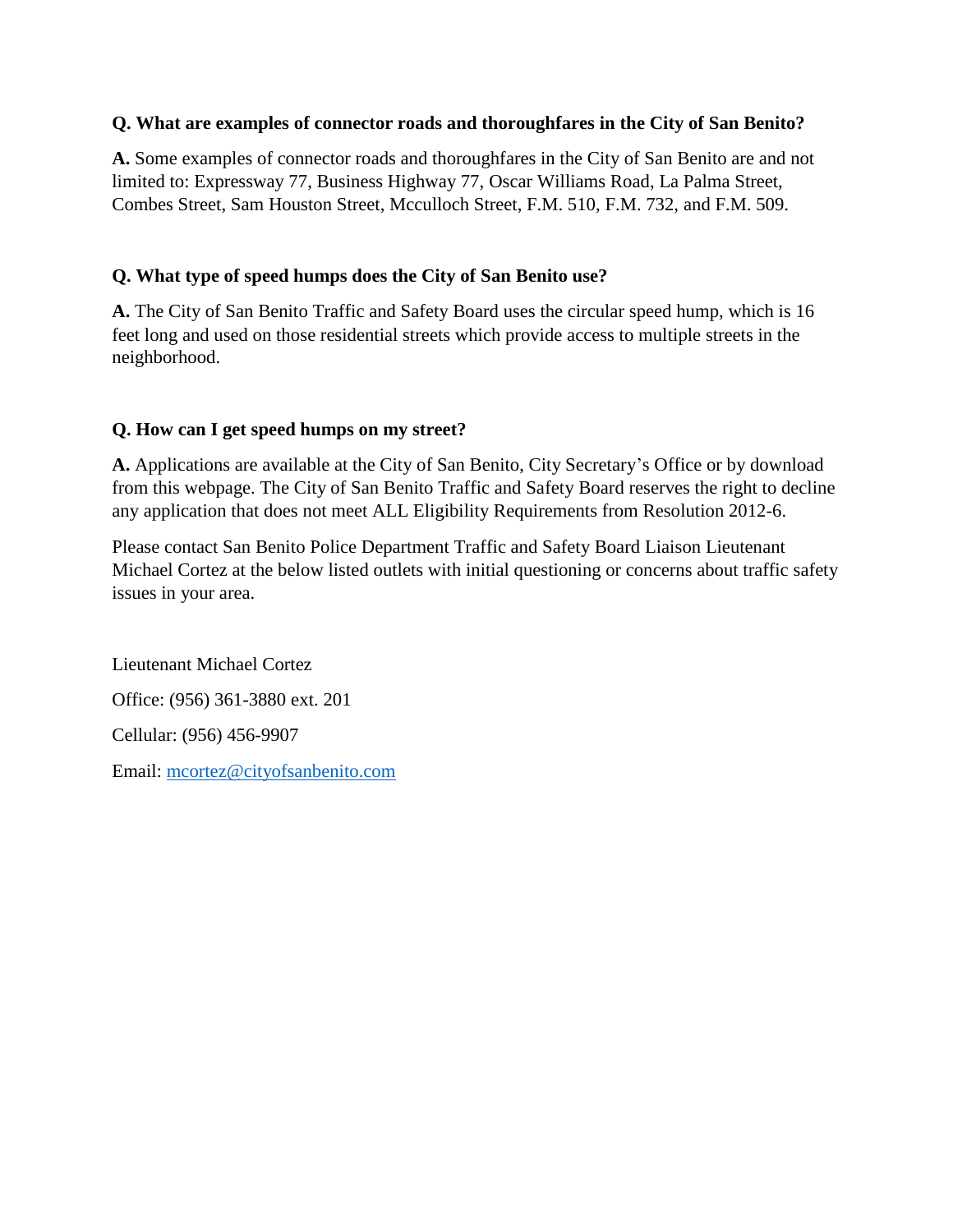**Q. What are examples of connector roads and thoroughfares in the City of San Benito?**

**A.** Some examples of connector roads and thoroughfares in the City of San Benito are and not limited to: Expressway 77, Business Highway 77, Oscar Williams Road, La Palma Street, Combes Street, Sam Houston Street, Mcculloch Street, F.M. 510, F.M. 732, and F.M. 509.

**Q. What type of speed humps does the City of San Benito use?**

**A.** The City of San Benito Traffic and Safety Board uses the circular speed hump, which is 16 feet long and used on those residential streets which provide access to multiple streets in the neighborhood.

**Q. How can I get speed humps on my street?**

**A.** Applications are available at the City of San Benito, City Secretary's Office or by download from this webpage. The City of San Benito Traffic and Safety Board reserves the right to decline any application that does not meet ALL Eligibility Requirements from Resolution 2012-6.

Please contact San Benito Police Department Traffic and Safety Board Liaison Lieutenant Michael Cortez at the below listed outlets with initial questioning or concerns about traffic safety issues in your area.

Lieutenant Michael Cortez

Office: (956) 361-3880 ext. 201

Cellular: (956) 456-9907

Email: mcortez@cityofsanbenito.com